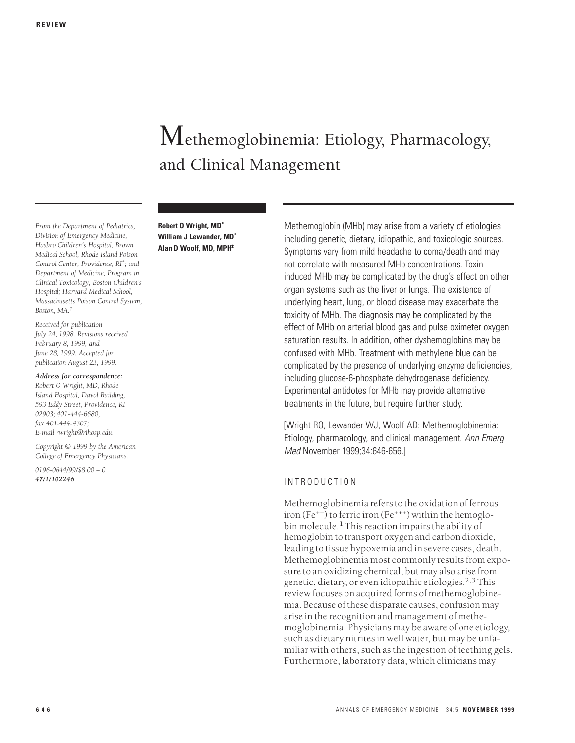**REVIEW**

# Methemoglobinemia: Etiology, Pharmacology, and Clinical Management

**Robert O Wright, MD[*]**
**William J Lewander, MD[*]**
**Alan D Woolf, MD, MPH[‡]**

*From the Department of Pediatrics, Division of Emergency Medicine, Hasbro Children's Hospital, Brown Medical School, Rhode Island Poison Control Center, Providence, RI[*]; and Department of Medicine, Program in Clinical Toxicology, Boston Children's Hospital; Harvard Medical School, Massachusetts Poison Control System, Boston, MA.[‡]*

*Received for publication July 24, 1998. Revisions received February 8, 1999, and June 28, 1999. Accepted for publication August 23, 1999.*

***Address for correspondence:*** *Robert O Wright, MD, Rhode Island Hospital, Davol Building, 593 Eddy Street, Providence, RI 02903; 401-444-6680, fax 401-444-4307; E-mail rwright@rihosp.edu.*

*Copyright © 1999 by the American College of Emergency Physicians.*

*0196-0644/99/$8.00 + 0*
***47/1/102246***

Methemoglobin (MHb) may arise from a variety of etiologies including genetic, dietary, idiopathic, and toxicologic sources. Symptoms vary from mild headache to coma/death and may not correlate with measured MHb concentrations. Toxin-induced MHb may be complicated by the drug's effect on other organ systems such as the liver or lungs. The existence of underlying heart, lung, or blood disease may exacerbate the toxicity of MHb. The diagnosis may be complicated by the effect of MHb on arterial blood gas and pulse oximeter oxygen saturation results. In addition, other dyshemoglobins may be confused with MHb. Treatment with methylene blue can be complicated by the presence of underlying enzyme deficiencies, including glucose-6-phosphate dehydrogenase deficiency. Experimental antidotes for MHb may provide alternative treatments in the future, but require further study.

[Wright RO, Lewander WJ, Woolf AD: Methemoglobinemia: Etiology, pharmacology, and clinical management. *Ann Emerg Med* November 1999;34:646-656.]

## INTRODUCTION

Methemoglobinemia refers to the oxidation of ferrous iron ($Fe^{++}$) to ferric iron ($Fe^{+++}$) within the hemoglobin molecule.[1] This reaction impairs the ability of hemoglobin to transport oxygen and carbon dioxide, leading to tissue hypoxemia and in severe cases, death. Methemoglobinemia most commonly results from exposure to an oxidizing chemical, but may also arise from genetic, dietary, or even idiopathic etiologies.[2,3] This review focuses on acquired forms of methemoglobinemia. Because of these disparate causes, confusion may arise in the recognition and management of methemoglobinemia. Physicians may be aware of one etiology, such as dietary nitrites in well water, but may be unfamiliar with others, such as the ingestion of teething gels. Furthermore, laboratory data, which clinicians may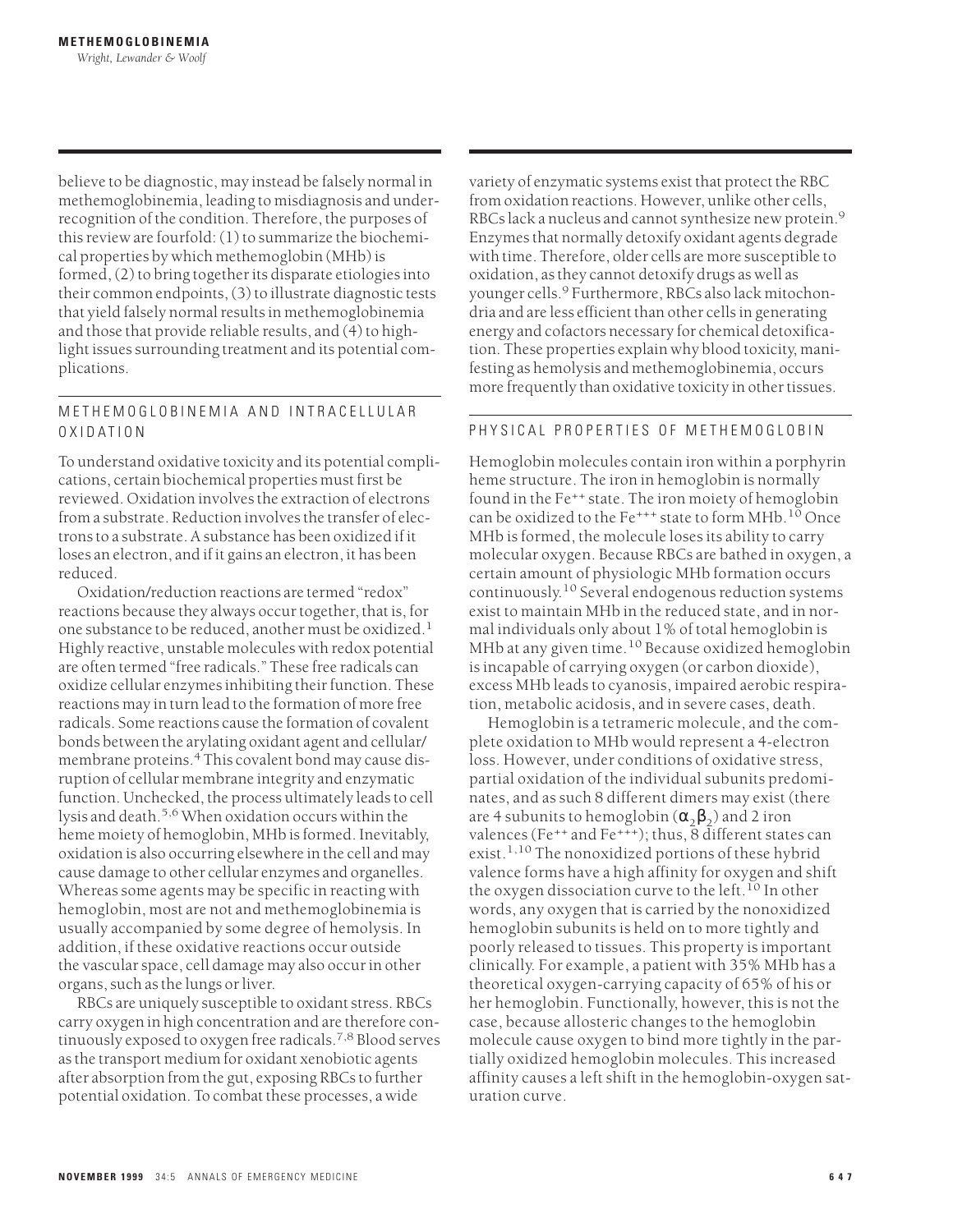believe to be diagnostic, may instead be falsely normal in methemoglobinemia, leading to misdiagnosis and underrecognition of the condition. Therefore, the purposes of this review are fourfold: (1) to summarize the biochemical properties by which methemoglobin (MHb) is formed, (2) to bring together its disparate etiologies into their common endpoints, (3) to illustrate diagnostic tests that yield falsely normal results in methemoglobinemia and those that provide reliable results, and (4) to highlight issues surrounding treatment and its potential complications.

## METHEMOGLOBINEMIA AND INTRACELLULAR OXIDATION

To understand oxidative toxicity and its potential complications, certain biochemical properties must first be reviewed. Oxidation involves the extraction of electrons from a substrate. Reduction involves the transfer of electrons to a substrate. A substance has been oxidized if it loses an electron, and if it gains an electron, it has been reduced.

Oxidation/reduction reactions are termed "redox" reactions because they always occur together, that is, for one substance to be reduced, another must be oxidized.[1] Highly reactive, unstable molecules with redox potential are often termed "free radicals." These free radicals can oxidize cellular enzymes inhibiting their function. These reactions may in turn lead to the formation of more free radicals. Some reactions cause the formation of covalent bonds between the arylating oxidant agent and cellular/membrane proteins.[4] This covalent bond may cause disruption of cellular membrane integrity and enzymatic function. Unchecked, the process ultimately leads to cell lysis and death.[5,6] When oxidation occurs within the heme moiety of hemoglobin, MHb is formed. Inevitably, oxidation is also occurring elsewhere in the cell and may cause damage to other cellular enzymes and organelles. Whereas some agents may be specific in reacting with hemoglobin, most are not and methemoglobinemia is usually accompanied by some degree of hemolysis. In addition, if these oxidative reactions occur outside the vascular space, cell damage may also occur in other organs, such as the lungs or liver.

RBCs are uniquely susceptible to oxidant stress. RBCs carry oxygen in high concentration and are therefore continuously exposed to oxygen free radicals.[7,8] Blood serves as the transport medium for oxidant xenobiotic agents after absorption from the gut, exposing RBCs to further potential oxidation. To combat these processes, a wide variety of enzymatic systems exist that protect the RBC from oxidation reactions. However, unlike other cells, RBCs lack a nucleus and cannot synthesize new protein.[9] Enzymes that normally detoxify oxidant agents degrade with time. Therefore, older cells are more susceptible to oxidation, as they cannot detoxify drugs as well as younger cells.[9] Furthermore, RBCs also lack mitochondria and are less efficient than other cells in generating energy and cofactors necessary for chemical detoxification. These properties explain why blood toxicity, manifesting as hemolysis and methemoglobinemia, occurs more frequently than oxidative toxicity in other tissues.

## PHYSICAL PROPERTIES OF METHEMOGLOBIN

Hemoglobin molecules contain iron within a porphyrin heme structure. The iron in hemoglobin is normally found in the $Fe^{++}$ state. The iron moiety of hemoglobin can be oxidized to the $Fe^{+++}$ state to form MHb.[10] Once MHb is formed, the molecule loses its ability to carry molecular oxygen. Because RBCs are bathed in oxygen, a certain amount of physiologic MHb formation occurs continuously.[10] Several endogenous reduction systems exist to maintain MHb in the reduced state, and in normal individuals only about 1% of total hemoglobin is MHb at any given time.[10] Because oxidized hemoglobin is incapable of carrying oxygen (or carbon dioxide), excess MHb leads to cyanosis, impaired aerobic respiration, metabolic acidosis, and in severe cases, death.

Hemoglobin is a tetrameric molecule, and the complete oxidation to MHb would represent a 4-electron loss. However, under conditions of oxidative stress, partial oxidation of the individual subunits predominates, and as such 8 different dimers may exist (there are 4 subunits to hemoglobin ($\alpha_2\beta_2$) and 2 iron valences ($Fe^{++}$ and $Fe^{+++}$); thus, 8 different states can exist.[1,10] The nonoxidized portions of these hybrid valence forms have a high affinity for oxygen and shift the oxygen dissociation curve to the left.[10] In other words, any oxygen that is carried by the nonoxidized hemoglobin subunits is held on to more tightly and poorly released to tissues. This property is important clinically. For example, a patient with 35% MHb has a theoretical oxygen-carrying capacity of 65% of his or her hemoglobin. Functionally, however, this is not the case, because allosteric changes to the hemoglobin molecule cause oxygen to bind more tightly in the partially oxidized hemoglobin molecules. This increased affinity causes a left shift in the hemoglobin-oxygen saturation curve.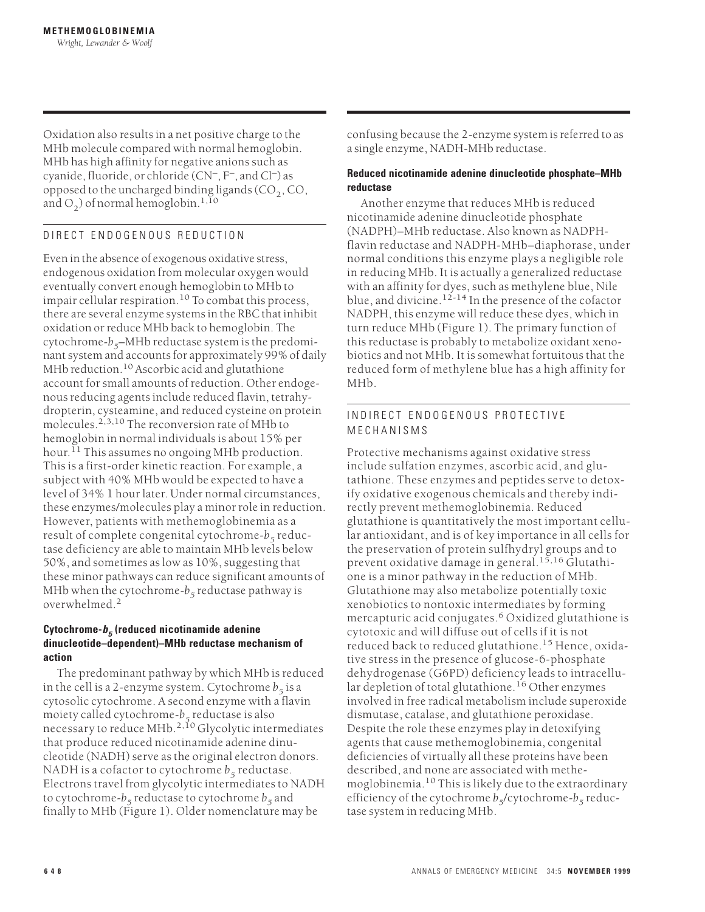Oxidation also results in a net positive charge to the MHb molecule compared with normal hemoglobin. MHb has high affinity for negative anions such as cyanide, fluoride, or chloride ($CN^-$, $F^-$, and $Cl^-$) as opposed to the uncharged binding ligands ($CO_2$, CO, and $O_2$) of normal hemoglobin.[1,10]

## DIRECT ENDOGENOUS REDUCTION

Even in the absence of exogenous oxidative stress, endogenous oxidation from molecular oxygen would eventually convert enough hemoglobin to MHb to impair cellular respiration.[10] To combat this process, there are several enzyme systems in the RBC that inhibit oxidation or reduce MHb back to hemoglobin. The cytochrome-$b_5$–MHb reductase system is the predominant system and accounts for approximately 99% of daily MHb reduction.[10] Ascorbic acid and glutathione account for small amounts of reduction. Other endogenous reducing agents include reduced flavin, tetrahydropterin, cysteamine, and reduced cysteine on protein molecules.[2,3,10] The reconversion rate of MHb to hemoglobin in normal individuals is about 15% per hour.[11] This assumes no ongoing MHb production. This is a first-order kinetic reaction. For example, a subject with 40% MHb would be expected to have a level of 34% 1 hour later. Under normal circumstances, these enzymes/molecules play a minor role in reduction. However, patients with methemoglobinemia as a result of complete congenital cytochrome-$b_5$ reductase deficiency are able to maintain MHb levels below 50%, and sometimes as low as 10%, suggesting that these minor pathways can reduce significant amounts of MHb when the cytochrome-$b_5$ reductase pathway is overwhelmed.[2]

### Cytochrome-$b_5$ (reduced nicotinamide adenine dinucleotide–dependent)–MHb reductase mechanism of action

The predominant pathway by which MHb is reduced in the cell is a 2-enzyme system. Cytochrome $b_5$ is a cytosolic cytochrome. A second enzyme with a flavin moiety called cytochrome-$b_5$ reductase is also necessary to reduce MHb.[2,10] Glycolytic intermediates that produce reduced nicotinamide adenine dinucleotide (NADH) serve as the original electron donors. NADH is a cofactor to cytochrome $b_5$ reductase. Electrons travel from glycolytic intermediates to NADH to cytochrome-$b_5$ reductase to cytochrome $b_5$ and finally to MHb (Figure 1). Older nomenclature may be confusing because the 2-enzyme system is referred to as a single enzyme, NADH-MHb reductase.

### Reduced nicotinamide adenine dinucleotide phosphate–MHb reductase

Another enzyme that reduces MHb is reduced nicotinamide adenine dinucleotide phosphate (NADPH)–MHb reductase. Also known as NADPH-flavin reductase and NADPH-MHb–diaphorase, under normal conditions this enzyme plays a negligible role in reducing MHb. It is actually a generalized reductase with an affinity for dyes, such as methylene blue, Nile blue, and divicine.[12-14] In the presence of the cofactor NADPH, this enzyme will reduce these dyes, which in turn reduce MHb (Figure 1). The primary function of this reductase is probably to metabolize oxidant xenobiotics and not MHb. It is somewhat fortuitous that the reduced form of methylene blue has a high affinity for MHb.

## INDIRECT ENDOGENOUS PROTECTIVE MECHANISMS

Protective mechanisms against oxidative stress include sulfation enzymes, ascorbic acid, and glutathione. These enzymes and peptides serve to detoxify oxidative exogenous chemicals and thereby indirectly prevent methemoglobinemia. Reduced glutathione is quantitatively the most important cellular antioxidant, and is of key importance in all cells for the preservation of protein sulfhydryl groups and to prevent oxidative damage in general.[15,16] Glutathione is a minor pathway in the reduction of MHb. Glutathione may also metabolize potentially toxic xenobiotics to nontoxic intermediates by forming mercapturic acid conjugates.[6] Oxidized glutathione is cytotoxic and will diffuse out of cells if it is not reduced back to reduced glutathione.[15] Hence, oxidative stress in the presence of glucose-6-phosphate dehydrogenase (G6PD) deficiency leads to intracellular depletion of total glutathione.[16] Other enzymes involved in free radical metabolism include superoxide dismutase, catalase, and glutathione peroxidase. Despite the role these enzymes play in detoxifying agents that cause methemoglobinemia, congenital deficiencies of virtually all these proteins have been described, and none are associated with methemoglobinemia.[10] This is likely due to the extraordinary efficiency of the cytochrome $b_5$/cytochrome-$b_5$ reductase system in reducing MHb.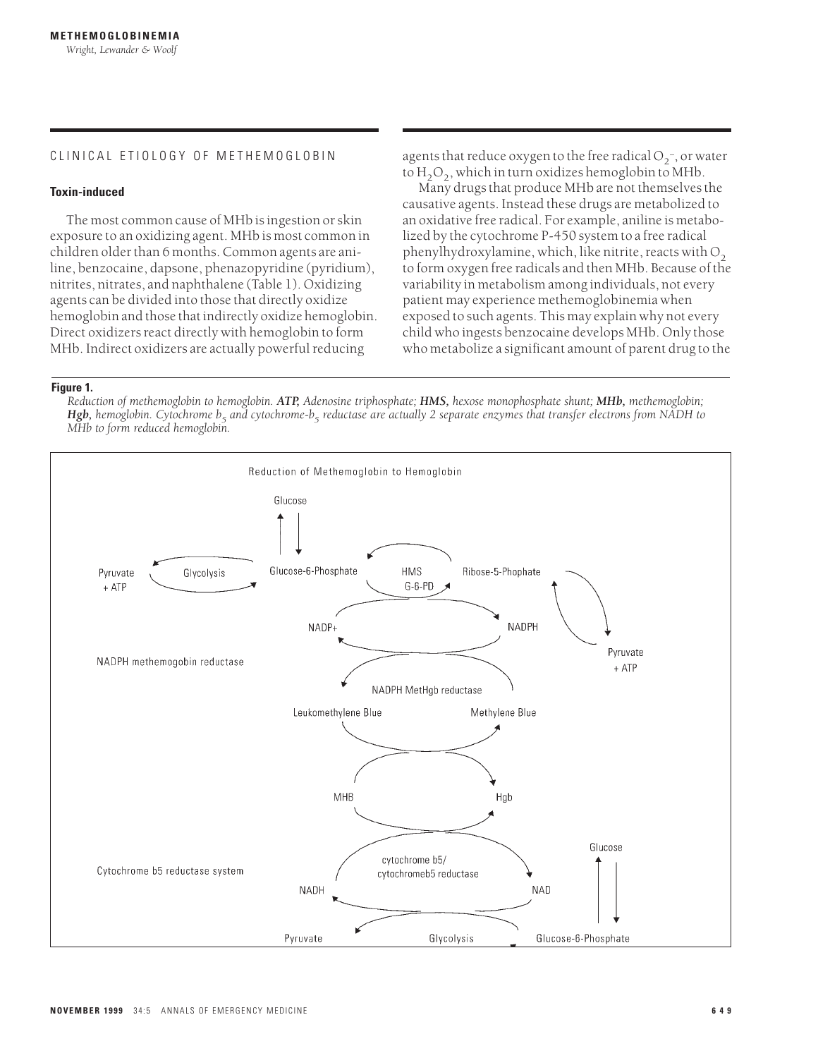## CLINICAL ETIOLOGY OF METHEMOGLOBIN

### Toxin-induced

The most common cause of MHb is ingestion or skin exposure to an oxidizing agent. MHb is most common in children older than 6 months. Common agents are aniline, benzocaine, dapsone, phenazopyridine (pyridium), nitrites, nitrates, and naphthalene (Table 1). Oxidizing agents can be divided into those that directly oxidize hemoglobin and those that indirectly oxidize hemoglobin. Direct oxidizers react directly with hemoglobin to form MHb. Indirect oxidizers are actually powerful reducing agents that reduce oxygen to the free radical $O_2^-$, or water to $H_2O_2$, which in turn oxidizes hemoglobin to MHb.

Many drugs that produce MHb are not themselves the causative agents. Instead these drugs are metabolized to an oxidative free radical. For example, aniline is metabolized by the cytochrome P-450 system to a free radical phenylhydroxylamine, which, like nitrite, reacts with $O_2$ to form oxygen free radicals and then MHb. Because of the variability in metabolism among individuals, not every patient may experience methemoglobinemia when exposed to such agents. This may explain why not every child who ingests benzocaine develops MHb. Only those who metabolize a significant amount of parent drug to the

**Figure 1.**

*Reduction of methemoglobin to hemoglobin.* ***ATP,*** *Adenosine triphosphate;* ***HMS,*** *hexose monophosphate shunt;* ***MHb,*** *methemoglobin;* ***Hgb,*** *hemoglobin. Cytochrome $b_5$ and cytochrome-$b_5$ reductase are actually 2 separate enzymes that transfer electrons from NADH to MHb to form reduced hemoglobin.*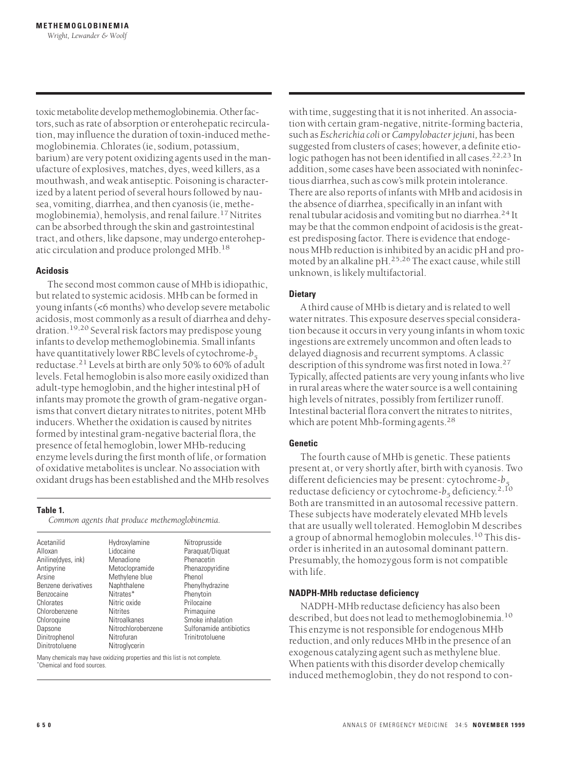toxic metabolite develop methemoglobinemia. Other factors, such as rate of absorption or enterohepatic recirculation, may influence the duration of toxin-induced methemoglobinemia. Chlorates (ie, sodium, potassium, barium) are very potent oxidizing agents used in the manufacture of explosives, matches, dyes, weed killers, as a mouthwash, and weak antiseptic. Poisoning is characterized by a latent period of several hours followed by nausea, vomiting, diarrhea, and then cyanosis (ie, methemoglobinemia), hemolysis, and renal failure.[17] Nitrites can be absorbed through the skin and gastrointestinal tract, and others, like dapsone, may undergo enterohepatic circulation and produce prolonged MHb.[18]

### Acidosis

The second most common cause of MHb is idiopathic, but related to systemic acidosis. MHb can be formed in young infants (<6 months) who develop severe metabolic acidosis, most commonly as a result of diarrhea and dehydration.[19,20] Several risk factors may predispose young infants to develop methemoglobinemia. Small infants have quantitatively lower RBC levels of cytochrome-$b_5$ reductase.[21] Levels at birth are only 50% to 60% of adult levels. Fetal hemoglobin is also more easily oxidized than adult-type hemoglobin, and the higher intestinal pH of infants may promote the growth of gram-negative organisms that convert dietary nitrates to nitrites, potent MHb inducers. Whether the oxidation is caused by nitrites formed by intestinal gram-negative bacterial flora, the presence of fetal hemoglobin, lower MHb-reducing enzyme levels during the first month of life, or formation of oxidative metabolites is unclear. No association with oxidant drugs has been established and the MHb resolves with time, suggesting that it is not inherited. An association with certain gram-negative, nitrite-forming bacteria, such as *Escherichia coli* or *Campylobacter jejuni*, has been suggested from clusters of cases; however, a definite etiologic pathogen has not been identified in all cases.[22,23] In addition, some cases have been associated with noninfectious diarrhea, such as cow's milk protein intolerance. There are also reports of infants with MHb and acidosis in the absence of diarrhea, specifically in an infant with renal tubular acidosis and vomiting but no diarrhea.[24] It may be that the common endpoint of acidosis is the greatest predisposing factor. There is evidence that endogenous MHb reduction is inhibited by an acidic pH and promoted by an alkaline pH.[25,26] The exact cause, while still unknown, is likely multifactorial.

**Table 1.**
*Common agents that produce methemoglobinemia.*

| | | |
|---|---|---|
| Acetanilid | Hydroxylamine | Nitroprusside |
| Alloxan | Lidocaine | Paraquat/Diquat |
| Aniline(dyes, ink) | Menadione | Phenacetin |
| Antipyrine | Metoclopramide | Phenazopyridine |
| Arsine | Methylene blue | Phenol |
| Benzene derivatives | Naphthalene | Phenylhydrazine |
| Benzocaine | Nitrates* | Phenytoin |
| Chlorates | Nitric oxide | Prilocaine |
| Chlorobenzene | Nitrites | Primaquine |
| Chloroquine | Nitroalkanes | Smoke inhalation |
| Dapsone | Nitrochlorobenzene | Sulfonamide antibiotics |
| Dinitrophenol | Nitrofuran | Trinitrotoluene |
| Dinitrotoluene | Nitroglycerin | |

Many chemicals may have oxidizing properties and this list is not complete.
*Chemical and food sources.

### Dietary

A third cause of MHb is dietary and is related to well water nitrates. This exposure deserves special consideration because it occurs in very young infants in whom toxic ingestions are extremely uncommon and often leads to delayed diagnosis and recurrent symptoms. A classic description of this syndrome was first noted in Iowa.[27] Typically, affected patients are very young infants who live in rural areas where the water source is a well containing high levels of nitrates, possibly from fertilizer runoff. Intestinal bacterial flora convert the nitrates to nitrites, which are potent Mhb-forming agents.[28]

### Genetic

The fourth cause of MHb is genetic. These patients present at, or very shortly after, birth with cyanosis. Two different deficiencies may be present: cytochrome-$b_5$ reductase deficiency or cytochrome-$b_5$ deficiency.[2,10] Both are transmitted in an autosomal recessive pattern. These subjects have moderately elevated MHb levels that are usually well tolerated. Hemoglobin M describes a group of abnormal hemoglobin molecules.[10] This disorder is inherited in an autosomal dominant pattern. Presumably, the homozygous form is not compatible with life.

### NADPH-MHb reductase deficiency

NADPH-MHb reductase deficiency has also been described, but does not lead to methemoglobinemia.[10] This enzyme is not responsible for endogenous MHb reduction, and only reduces MHb in the presence of an exogenous catalyzing agent such as methylene blue. When patients with this disorder develop chemically induced methemoglobin, they do not respond to con-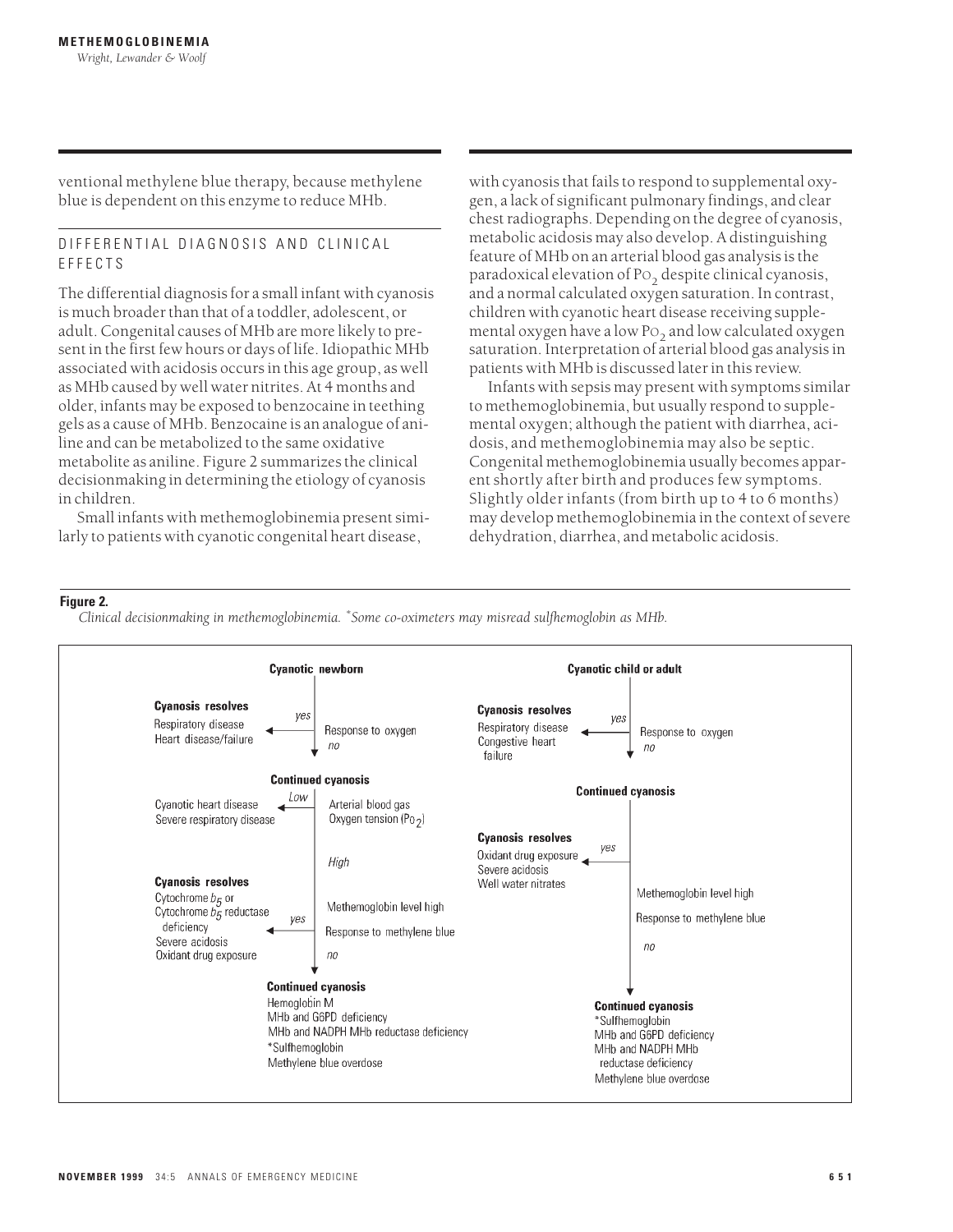ventional methylene blue therapy, because methylene blue is dependent on this enzyme to reduce MHb.

## DIFFERENTIAL DIAGNOSIS AND CLINICAL EFFECTS

The differential diagnosis for a small infant with cyanosis is much broader than that of a toddler, adolescent, or adult. Congenital causes of MHb are more likely to present in the first few hours or days of life. Idiopathic MHb associated with acidosis occurs in this age group, as well as MHb caused by well water nitrites. At 4 months and older, infants may be exposed to benzocaine in teething gels as a cause of MHb. Benzocaine is an analogue of aniline and can be metabolized to the same oxidative metabolite as aniline. Figure 2 summarizes the clinical decisionmaking in determining the etiology of cyanosis in children.

Small infants with methemoglobinemia present similarly to patients with cyanotic congenital heart disease, with cyanosis that fails to respond to supplemental oxygen, a lack of significant pulmonary findings, and clear chest radiographs. Depending on the degree of cyanosis, metabolic acidosis may also develop. A distinguishing feature of MHb on an arterial blood gas analysis is the paradoxical elevation of $PO_2$ despite clinical cyanosis, and a normal calculated oxygen saturation. In contrast, children with cyanotic heart disease receiving supplemental oxygen have a low $PO_2$ and low calculated oxygen saturation. Interpretation of arterial blood gas analysis in patients with MHb is discussed later in this review.

Infants with sepsis may present with symptoms similar to methemoglobinemia, but usually respond to supplemental oxygen; although the patient with diarrhea, acidosis, and methemoglobinemia may also be septic. Congenital methemoglobinemia usually becomes apparent shortly after birth and produces few symptoms. Slightly older infants (from birth up to 4 to 6 months) may develop methemoglobinemia in the context of severe dehydration, diarrhea, and metabolic acidosis.

**Figure 2.**
*Clinical decisionmaking in methemoglobinemia. *Some co-oximeters may misread sulfhemoglobin as MHb.*

**Cyanotic newborn**

- Response to oxygen
  - yes → **Cyanosis resolves**: Respiratory disease; Heart disease/failure
  - no → **Continued cyanosis**
- Arterial blood gas Oxygen tension ($PO_2$)
  - Low → Cyanotic heart disease; Severe respiratory disease
  - High ↓
- Methemoglobin level high; Response to methylene blue
  - yes → **Cyanosis resolves**: Cytochrome $b_5$ or Cytochrome $b_5$ reductase deficiency; Severe acidosis; Oxidant drug exposure
  - no → **Continued cyanosis**: Hemoglobin M; MHb and G6PD deficiency; MHb and NADPH MHb reductase deficiency; *Sulfhemoglobin; Methylene blue overdose

**Cyanotic child or adult**

- Response to oxygen
  - yes → **Cyanosis resolves**: Respiratory disease; Congestive heart failure
  - no → **Continued cyanosis**
- Methemoglobin level high; Response to methylene blue
  - yes → **Cyanosis resolves**: Oxidant drug exposure; Severe acidosis; Well water nitrates
  - no → **Continued cyanosis**: *Sulfhemoglobin; MHb and G6PD deficiency; MHb and NADPH MHb reductase deficiency; Methylene blue overdose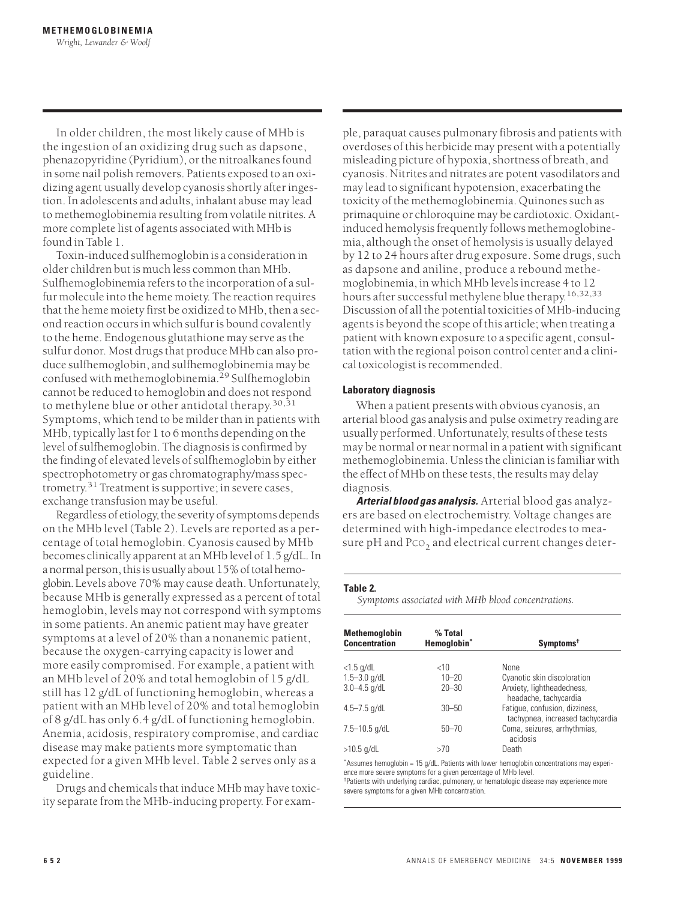In older children, the most likely cause of MHb is the ingestion of an oxidizing drug such as dapsone, phenazopyridine (Pyridium), or the nitroalkanes found in some nail polish removers. Patients exposed to an oxidizing agent usually develop cyanosis shortly after ingestion. In adolescents and adults, inhalant abuse may lead to methemoglobinemia resulting from volatile nitrites. A more complete list of agents associated with MHb is found in Table 1.

Toxin-induced sulfhemoglobin is a consideration in older children but is much less common than MHb. Sulfhemoglobinemia refers to the incorporation of a sulfur molecule into the heme moiety. The reaction requires that the heme moiety first be oxidized to MHb, then a second reaction occurs in which sulfur is bound covalently to the heme. Endogenous glutathione may serve as the sulfur donor. Most drugs that produce MHb can also produce sulfhemoglobin, and sulfhemoglobinemia may be confused with methemoglobinemia.[29] Sulfhemoglobin cannot be reduced to hemoglobin and does not respond to methylene blue or other antidotal therapy.[30,31] Symptoms, which tend to be milder than in patients with MHb, typically last for 1 to 6 months depending on the level of sulfhemoglobin. The diagnosis is confirmed by the finding of elevated levels of sulfhemoglobin by either spectrophotometry or gas chromatography/mass spectrometry.[31] Treatment is supportive; in severe cases, exchange transfusion may be useful.

Regardless of etiology, the severity of symptoms depends on the MHb level (Table 2). Levels are reported as a percentage of total hemoglobin. Cyanosis caused by MHb becomes clinically apparent at an MHb level of 1.5 g/dL. In a normal person, this is usually about 15% of total hemoglobin. Levels above 70% may cause death. Unfortunately, because MHb is generally expressed as a percent of total hemoglobin, levels may not correspond with symptoms in some patients. An anemic patient may have greater symptoms at a level of 20% than a nonanemic patient, because the oxygen-carrying capacity is lower and more easily compromised. For example, a patient with an MHb level of 20% and total hemoglobin of 15 g/dL still has 12 g/dL of functioning hemoglobin, whereas a patient with an MHb level of 20% and total hemoglobin of 8 g/dL has only 6.4 g/dL of functioning hemoglobin. Anemia, acidosis, respiratory compromise, and cardiac disease may make patients more symptomatic than expected for a given MHb level. Table 2 serves only as a guideline.

Drugs and chemicals that induce MHb may have toxicity separate from the MHb-inducing property. For example, paraquat causes pulmonary fibrosis and patients with overdoses of this herbicide may present with a potentially misleading picture of hypoxia, shortness of breath, and cyanosis. Nitrites and nitrates are potent vasodilators and may lead to significant hypotension, exacerbating the toxicity of the methemoglobinemia. Quinones such as primaquine or chloroquine may be cardiotoxic. Oxidant-induced hemolysis frequently follows methemoglobinemia, although the onset of hemolysis is usually delayed by 12 to 24 hours after drug exposure. Some drugs, such as dapsone and aniline, produce a rebound methemoglobinemia, in which MHb levels increase 4 to 12 hours after successful methylene blue therapy.[16,32,33] Discussion of all the potential toxicities of MHb-inducing agents is beyond the scope of this article; when treating a patient with known exposure to a specific agent, consultation with the regional poison control center and a clinical toxicologist is recommended.

### Laboratory diagnosis

When a patient presents with obvious cyanosis, an arterial blood gas analysis and pulse oximetry reading are usually performed. Unfortunately, results of these tests may be normal or near normal in a patient with significant methemoglobinemia. Unless the clinician is familiar with the effect of MHb on these tests, the results may delay diagnosis.

***Arterial blood gas analysis.*** Arterial blood gas analyzers are based on electrochemistry. Voltage changes are determined with high-impedance electrodes to measure pH and $PCO_2$ and electrical current changes deter-

**Table 2.**
*Symptoms associated with MHb blood concentrations.*

| Methemoglobin Concentration | % Total Hemoglobin* | Symptoms† |
|---|---|---|
| <1.5 g/dL | <10 | None |
| 1.5–3.0 g/dL | 10–20 | Cyanotic skin discoloration |
| 3.0–4.5 g/dL | 20–30 | Anxiety, lightheadedness, headache, tachycardia |
| 4.5–7.5 g/dL | 30–50 | Fatigue, confusion, dizziness, tachypnea, increased tachycardia |
| 7.5–10.5 g/dL | 50–70 | Coma, seizures, arrhythmias, acidosis |
| >10.5 g/dL | >70 | Death |

*Assumes hemoglobin = 15 g/dL. Patients with lower hemoglobin concentrations may experience more severe symptoms for a given percentage of MHb level.
†Patients with underlying cardiac, pulmonary, or hematologic disease may experience more severe symptoms for a given MHb concentration.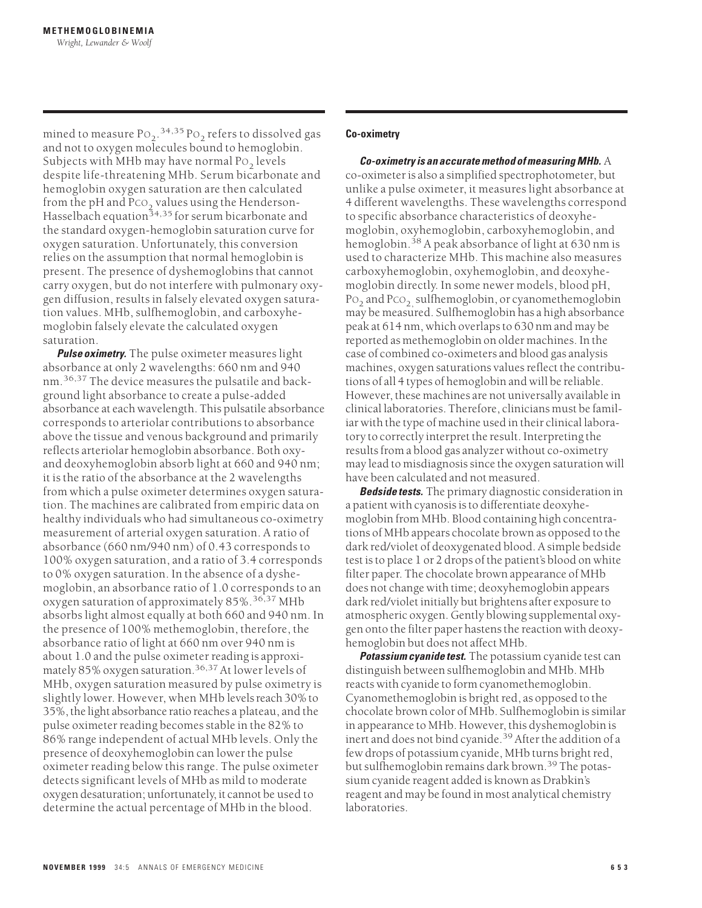mined to measure $PO_2$.[34,35] $PO_2$ refers to dissolved gas and not to oxygen molecules bound to hemoglobin. Subjects with MHb may have normal $PO_2$ levels despite life-threatening MHb. Serum bicarbonate and hemoglobin oxygen saturation are then calculated from the pH and $PCO_2$ values using the Henderson-Hasselbach equation[34,35] for serum bicarbonate and the standard oxygen-hemoglobin saturation curve for oxygen saturation. Unfortunately, this conversion relies on the assumption that normal hemoglobin is present. The presence of dyshemoglobins that cannot carry oxygen, but do not interfere with pulmonary oxygen diffusion, results in falsely elevated oxygen saturation values. MHb, sulfhemoglobin, and carboxyhemoglobin falsely elevate the calculated oxygen saturation.

***Pulse oximetry.*** The pulse oximeter measures light absorbance at only 2 wavelengths: 660 nm and 940 nm.[36,37] The device measures the pulsatile and background light absorbance to create a pulse-added absorbance at each wavelength. This pulsatile absorbance corresponds to arteriolar contributions to absorbance above the tissue and venous background and primarily reflects arteriolar hemoglobin absorbance. Both oxy- and deoxyhemoglobin absorb light at 660 and 940 nm; it is the ratio of the absorbance at the 2 wavelengths from which a pulse oximeter determines oxygen saturation. The machines are calibrated from empiric data on healthy individuals who had simultaneous co-oximetry measurement of arterial oxygen saturation. A ratio of absorbance (660 nm/940 nm) of 0.43 corresponds to 100% oxygen saturation, and a ratio of 3.4 corresponds to 0% oxygen saturation. In the absence of a dyshemoglobin, an absorbance ratio of 1.0 corresponds to an oxygen saturation of approximately 85%.[36,37] MHb absorbs light almost equally at both 660 and 940 nm. In the presence of 100% methemoglobin, therefore, the absorbance ratio of light at 660 nm over 940 nm is about 1.0 and the pulse oximeter reading is approximately 85% oxygen saturation.[36,37] At lower levels of MHb, oxygen saturation measured by pulse oximetry is slightly lower. However, when MHb levels reach 30% to 35%, the light absorbance ratio reaches a plateau, and the pulse oximeter reading becomes stable in the 82% to 86% range independent of actual MHb levels. Only the presence of deoxyhemoglobin can lower the pulse oximeter reading below this range. The pulse oximeter detects significant levels of MHb as mild to moderate oxygen desaturation; unfortunately, it cannot be used to determine the actual percentage of MHb in the blood.

**Co-oximetry**

***Co-oximetry is an accurate method of measuring MHb.*** A co-oximeter is also a simplified spectrophotometer, but unlike a pulse oximeter, it measures light absorbance at 4 different wavelengths. These wavelengths correspond to specific absorbance characteristics of deoxyhemoglobin, oxyhemoglobin, carboxyhemoglobin, and hemoglobin.[38] A peak absorbance of light at 630 nm is used to characterize MHb. This machine also measures carboxyhemoglobin, oxyhemoglobin, and deoxyhemoglobin directly. In some newer models, blood pH, $PO_2$ and $PCO_2$, sulfhemoglobin, or cyanomethemoglobin may be measured. Sulfhemoglobin has a high absorbance peak at 614 nm, which overlaps to 630 nm and may be reported as methemoglobin on older machines. In the case of combined co-oximeters and blood gas analysis machines, oxygen saturations values reflect the contributions of all 4 types of hemoglobin and will be reliable. However, these machines are not universally available in clinical laboratories. Therefore, clinicians must be familiar with the type of machine used in their clinical laboratory to correctly interpret the result. Interpreting the results from a blood gas analyzer without co-oximetry may lead to misdiagnosis since the oxygen saturation will have been calculated and not measured.

***Bedside tests.*** The primary diagnostic consideration in a patient with cyanosis is to differentiate deoxyhemoglobin from MHb. Blood containing high concentrations of MHb appears chocolate brown as opposed to the dark red/violet of deoxygenated blood. A simple bedside test is to place 1 or 2 drops of the patient's blood on white filter paper. The chocolate brown appearance of MHb does not change with time; deoxyhemoglobin appears dark red/violet initially but brightens after exposure to atmospheric oxygen. Gently blowing supplemental oxygen onto the filter paper hastens the reaction with deoxyhemoglobin but does not affect MHb.

***Potassium cyanide test.*** The potassium cyanide test can distinguish between sulfhemoglobin and MHb. MHb reacts with cyanide to form cyanomethemoglobin. Cyanomethemoglobin is bright red, as opposed to the chocolate brown color of MHb. Sulfhemoglobin is similar in appearance to MHb. However, this dyshemoglobin is inert and does not bind cyanide.[39] After the addition of a few drops of potassium cyanide, MHb turns bright red, but sulfhemoglobin remains dark brown.[39] The potassium cyanide reagent added is known as Drabkin's reagent and may be found in most analytical chemistry laboratories.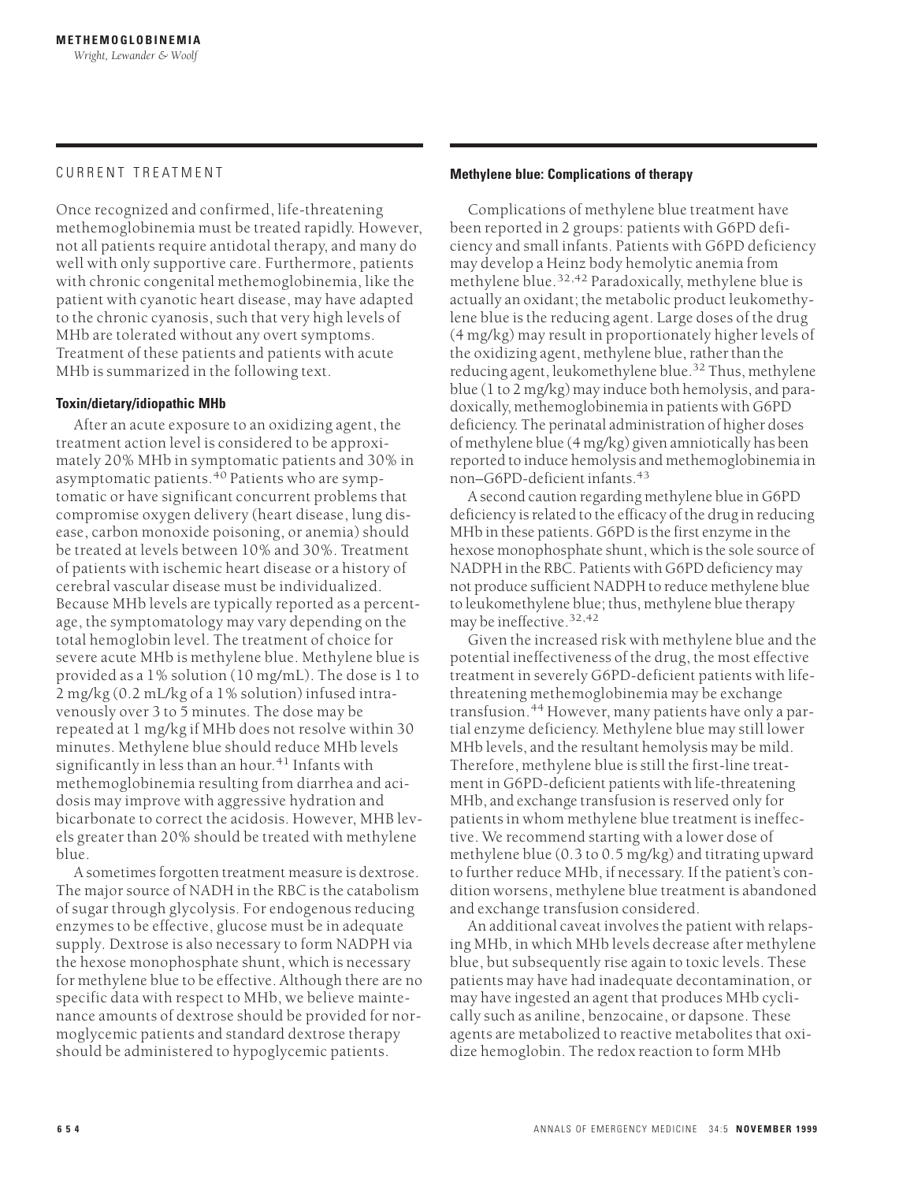## CURRENT TREATMENT

Once recognized and confirmed, life-threatening methemoglobinemia must be treated rapidly. However, not all patients require antidotal therapy, and many do well with only supportive care. Furthermore, patients with chronic congenital methemoglobinemia, like the patient with cyanotic heart disease, may have adapted to the chronic cyanosis, such that very high levels of MHb are tolerated without any overt symptoms. Treatment of these patients and patients with acute MHb is summarized in the following text.

### Toxin/dietary/idiopathic MHb

After an acute exposure to an oxidizing agent, the treatment action level is considered to be approximately 20% MHb in symptomatic patients and 30% in asymptomatic patients.[40] Patients who are symptomatic or have significant concurrent problems that compromise oxygen delivery (heart disease, lung disease, carbon monoxide poisoning, or anemia) should be treated at levels between 10% and 30%. Treatment of patients with ischemic heart disease or a history of cerebral vascular disease must be individualized. Because MHb levels are typically reported as a percentage, the symptomatology may vary depending on the total hemoglobin level. The treatment of choice for severe acute MHb is methylene blue. Methylene blue is provided as a 1% solution (10 mg/mL). The dose is 1 to 2 mg/kg (0.2 mL/kg of a 1% solution) infused intravenously over 3 to 5 minutes. The dose may be repeated at 1 mg/kg if MHb does not resolve within 30 minutes. Methylene blue should reduce MHb levels significantly in less than an hour.[41] Infants with methemoglobinemia resulting from diarrhea and acidosis may improve with aggressive hydration and bicarbonate to correct the acidosis. However, MHB levels greater than 20% should be treated with methylene blue.

A sometimes forgotten treatment measure is dextrose. The major source of NADH in the RBC is the catabolism of sugar through glycolysis. For endogenous reducing enzymes to be effective, glucose must be in adequate supply. Dextrose is also necessary to form NADPH via the hexose monophosphate shunt, which is necessary for methylene blue to be effective. Although there are no specific data with respect to MHb, we believe maintenance amounts of dextrose should be provided for normoglycemic patients and standard dextrose therapy should be administered to hypoglycemic patients.

### Methylene blue: Complications of therapy

Complications of methylene blue treatment have been reported in 2 groups: patients with G6PD deficiency and small infants. Patients with G6PD deficiency may develop a Heinz body hemolytic anemia from methylene blue.[32,42] Paradoxically, methylene blue is actually an oxidant; the metabolic product leukomethylene blue is the reducing agent. Large doses of the drug (4 mg/kg) may result in proportionately higher levels of the oxidizing agent, methylene blue, rather than the reducing agent, leukomethylene blue.[32] Thus, methylene blue (1 to 2 mg/kg) may induce both hemolysis, and paradoxically, methemoglobinemia in patients with G6PD deficiency. The perinatal administration of higher doses of methylene blue (4 mg/kg) given amniotically has been reported to induce hemolysis and methemoglobinemia in non–G6PD-deficient infants.[43]

A second caution regarding methylene blue in G6PD deficiency is related to the efficacy of the drug in reducing MHb in these patients. G6PD is the first enzyme in the hexose monophosphate shunt, which is the sole source of NADPH in the RBC. Patients with G6PD deficiency may not produce sufficient NADPH to reduce methylene blue to leukomethylene blue; thus, methylene blue therapy may be ineffective.[32,42]

Given the increased risk with methylene blue and the potential ineffectiveness of the drug, the most effective treatment in severely G6PD-deficient patients with life-threatening methemoglobinemia may be exchange transfusion.[44] However, many patients have only a partial enzyme deficiency. Methylene blue may still lower MHb levels, and the resultant hemolysis may be mild. Therefore, methylene blue is still the first-line treatment in G6PD-deficient patients with life-threatening MHb, and exchange transfusion is reserved only for patients in whom methylene blue treatment is ineffective. We recommend starting with a lower dose of methylene blue (0.3 to 0.5 mg/kg) and titrating upward to further reduce MHb, if necessary. If the patient's condition worsens, methylene blue treatment is abandoned and exchange transfusion considered.

An additional caveat involves the patient with relapsing MHb, in which MHb levels decrease after methylene blue, but subsequently rise again to toxic levels. These patients may have had inadequate decontamination, or may have ingested an agent that produces MHb cyclically such as aniline, benzocaine, or dapsone. These agents are metabolized to reactive metabolites that oxidize hemoglobin. The redox reaction to form MHb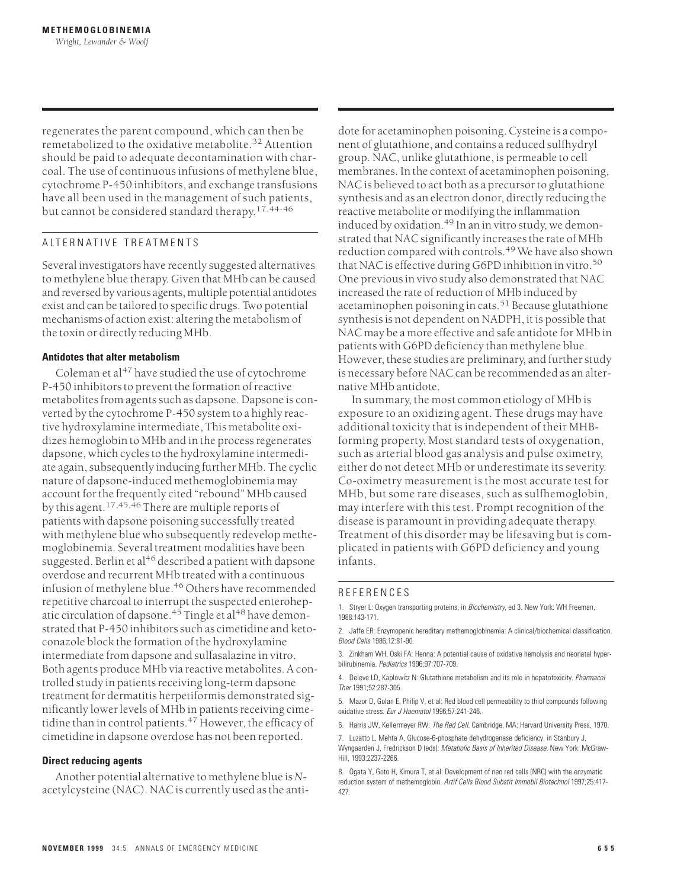regenerates the parent compound, which can then be remetabolized to the oxidative metabolite.[32] Attention should be paid to adequate decontamination with charcoal. The use of continuous infusions of methylene blue, cytochrome P-450 inhibitors, and exchange transfusions have all been used in the management of such patients, but cannot be considered standard therapy.[17,44-46]

## ALTERNATIVE TREATMENTS

Several investigators have recently suggested alternatives to methylene blue therapy. Given that MHb can be caused and reversed by various agents, multiple potential antidotes exist and can be tailored to specific drugs. Two potential mechanisms of action exist: altering the metabolism of the toxin or directly reducing MHb.

### Antidotes that alter metabolism

Coleman et al[47] have studied the use of cytochrome P-450 inhibitors to prevent the formation of reactive metabolites from agents such as dapsone. Dapsone is converted by the cytochrome P-450 system to a highly reactive hydroxylamine intermediate, This metabolite oxidizes hemoglobin to MHb and in the process regenerates dapsone, which cycles to the hydroxylamine intermediate again, subsequently inducing further MHb. The cyclic nature of dapsone-induced methemoglobinemia may account for the frequently cited "rebound" MHb caused by this agent.[17,45,46] There are multiple reports of patients with dapsone poisoning successfully treated with methylene blue who subsequently redevelop methemoglobinemia. Several treatment modalities have been suggested. Berlin et al[46] described a patient with dapsone overdose and recurrent MHb treated with a continuous infusion of methylene blue.[46] Others have recommended repetitive charcoal to interrupt the suspected enterohepatic circulation of dapsone.[45] Tingle et al[48] have demonstrated that P-450 inhibitors such as cimetidine and ketoconazole block the formation of the hydroxylamine intermediate from dapsone and sulfasalazine in vitro. Both agents produce MHb via reactive metabolites. A controlled study in patients receiving long-term dapsone treatment for dermatitis herpetiformis demonstrated significantly lower levels of MHb in patients receiving cimetidine than in control patients.[47] However, the efficacy of cimetidine in dapsone overdose has not been reported.

### Direct reducing agents

Another potential alternative to methylene blue is *N*-acetylcysteine (NAC). NAC is currently used as the antidote for acetaminophen poisoning. Cysteine is a component of glutathione, and contains a reduced sulfhydryl group. NAC, unlike glutathione, is permeable to cell membranes. In the context of acetaminophen poisoning, NAC is believed to act both as a precursor to glutathione synthesis and as an electron donor, directly reducing the reactive metabolite or modifying the inflammation induced by oxidation.[49] In an in vitro study, we demonstrated that NAC significantly increases the rate of MHb reduction compared with controls.[49] We have also shown that NAC is effective during G6PD inhibition in vitro.[50] One previous in vivo study also demonstrated that NAC increased the rate of reduction of MHb induced by acetaminophen poisoning in cats.[51] Because glutathione synthesis is not dependent on NADPH, it is possible that NAC may be a more effective and safe antidote for MHb in patients with G6PD deficiency than methylene blue. However, these studies are preliminary, and further study is necessary before NAC can be recommended as an alternative MHb antidote.

In summary, the most common etiology of MHb is exposure to an oxidizing agent. These drugs may have additional toxicity that is independent of their MHB-forming property. Most standard tests of oxygenation, such as arterial blood gas analysis and pulse oximetry, either do not detect MHb or underestimate its severity. Co-oximetry measurement is the most accurate test for MHb, but some rare diseases, such as sulfhemoglobin, may interfere with this test. Prompt recognition of the disease is paramount in providing adequate therapy. Treatment of this disorder may be lifesaving but is complicated in patients with G6PD deficiency and young infants.

## REFERENCES

1. Stryer L: Oxygen transporting proteins, in *Biochemistry*, ed 3. New York: WH Freeman, 1988:143-171.

2. Jaffe ER: Enzymopenic hereditary methemoglobinemia: A clinical/biochemical classification. *Blood Cells* 1986;12:81-90.

3. Zinkham WH, Oski FA: Henna: A potential cause of oxidative hemolysis and neonatal hyperbilirubinemia. *Pediatrics* 1996;97:707-709.

4. Deleve LD, Kaplowitz N: Glutathione metabolism and its role in hepatotoxicity. *Pharmacol Ther* 1991;52:287-305.

5. Mazor D, Golan E, Philip V, et al: Red blood cell permeability to thiol compounds following oxidative stress. *Eur J Haematol* 1996;57:241-246.

6. Harris JW, Kellermeyer RW: *The Red Cell*. Cambridge, MA: Harvard University Press, 1970.

7. Luzatto L, Mehta A, Glucose-6-phosphate dehydrogenase deficiency, in Stanbury J, Wyngaarden J, Fredrickson D (eds): *Metabolic Basis of Inherited Disease*. New York: McGraw-Hill, 1993:2237-2266.

8. Ogata Y, Goto H, Kimura T, et al: Development of neo red cells (NRC) with the enzymatic reduction system of methemoglobin. *Artif Cells Blood Substit Immobil Biotechnol* 1997;25:417-427.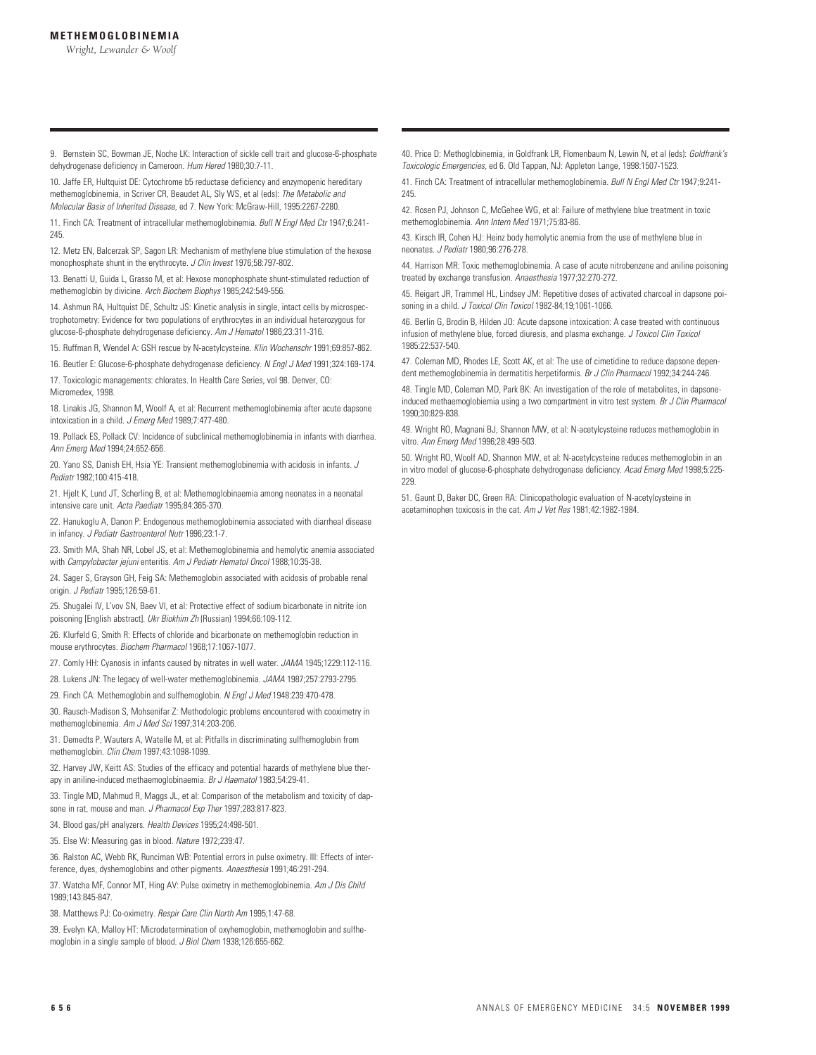9. Bernstein SC, Bowman JE, Noche LK: Interaction of sickle cell trait and glucose-6-phosphate dehydrogenase deficiency in Cameroon. *Hum Hered* 1980;30:7-11.

10. Jaffe ER, Hultquist DE: Cytochrome b5 reductase deficiency and enzymopenic hereditary methemoglobinemia, in Scriver CR, Beaudet AL, Sly WS, et al (eds): *The Metabolic and Molecular Basis of Inherited Disease,* ed 7. New York: McGraw-Hill, 1995:2267-2280.

11. Finch CA: Treatment of intracellular methemoglobinemia. *Bull N Engl Med Ctr* 1947;6:241-245.

12. Metz EN, Balcerzak SP, Sagon LR: Mechanism of methylene blue stimulation of the hexose monophosphate shunt in the erythrocyte. *J Clin Invest* 1976;58:797-802.

13. Benatti U, Guida L, Grasso M, et al: Hexose monophosphate shunt-stimulated reduction of methemoglobin by divicine. *Arch Biochem Biophys* 1985;242:549-556.

14. Ashmun RA, Hultquist DE, Schultz JS: Kinetic analysis in single, intact cells by microspectrophotometry: Evidence for two populations of erythrocytes in an individual heterozygous for glucose-6-phosphate dehydrogenase deficiency. *Am J Hematol* 1986;23:311-316.

15. Ruffman R, Wendel A: GSH rescue by N-acetylcysteine. *Klin Wochenschr* 1991;69:857-862.

16. Beutler E: Glucose-6-phosphate dehydrogenase deficiency. *N Engl J Med* 1991;324:169-174.

17. Toxicologic managements: chlorates. In Health Care Series, vol 98. Denver, CO: Micromedex, 1998.

18. Linakis JG, Shannon M, Woolf A, et al: Recurrent methemoglobinemia after acute dapsone intoxication in a child. *J Emerg Med* 1989;7:477-480.

19. Pollack ES, Pollack CV: Incidence of subclinical methemoglobinemia in infants with diarrhea. *Ann Emerg Med* 1994;24:652-656.

20. Yano SS, Danish EH, Hsia YE: Transient methemoglobinemia with acidosis in infants. *J Pediatr* 1982;100:415-418.

21. Hjelt K, Lund JT, Scherling B, et al: Methemoglobinaemia among neonates in a neonatal intensive care unit. *Acta Paediatr* 1995;84:365-370.

22. Hanukoglu A, Danon P: Endogenous methemoglobinemia associated with diarrheal disease in infancy. *J Pediatr Gastroenterol Nutr* 1996;23:1-7.

23. Smith MA, Shah NR, Lobel JS, et al: Methemoglobinemia and hemolytic anemia associated with *Campylobacter jejuni* enteritis. *Am J Pediatr Hematol Oncol* 1988;10:35-38.

24. Sager S, Grayson GH, Feig SA: Methemoglobin associated with acidosis of probable renal origin. *J Pediatr* 1995;126:59-61.

25. Shugalei IV, L'vov SN, Baev VI, et al: Protective effect of sodium bicarbonate in nitrite ion poisoning [English abstract]. *Ukr Biokhim Zh* (Russian) 1994;66:109-112.

26. Klurfeld G, Smith R: Effects of chloride and bicarbonate on methemoglobin reduction in mouse erythrocytes. *Biochem Pharmacol* 1968;17:1067-1077.

27. Comly HH: Cyanosis in infants caused by nitrates in well water. *JAMA* 1945;1229:112-116.

28. Lukens JN: The legacy of well-water methemoglobinemia. *JAMA* 1987;257:2793-2795.

29. Finch CA: Methemoglobin and sulfhemoglobin. *N Engl J Med* 1948:239:470-478.

30. Rausch-Madison S, Mohsenifar Z: Methodologic problems encountered with cooximetry in methemoglobinemia. *Am J Med Sci* 1997;314:203-206.

31. Demedts P, Wauters A, Watelle M, et al: Pitfalls in discriminating sulfhemoglobin from methemoglobin. *Clin Chem* 1997;43:1098-1099.

32. Harvey JW, Keitt AS: Studies of the efficacy and potential hazards of methylene blue therapy in aniline-induced methaemoglobinaemia. *Br J Haematol* 1983;54:29-41.

33. Tingle MD, Mahmud R, Maggs JL, et al: Comparison of the metabolism and toxicity of dapsone in rat, mouse and man. *J Pharmacol Exp Ther* 1997;283:817-823.

34. Blood gas/pH analyzers. *Health Devices* 1995;24:498-501.

35. Else W: Measuring gas in blood. *Nature* 1972;239:47.

36. Ralston AC, Webb RK, Runciman WB: Potential errors in pulse oximetry. III: Effects of interference, dyes, dyshemoglobins and other pigments. *Anaesthesia* 1991;46:291-294.

37. Watcha MF, Connor MT, Hing AV: Pulse oximetry in methemoglobinemia. *Am J Dis Child* 1989;143:845-847.

38. Matthews PJ: Co-oximetry. *Respir Care Clin North Am* 1995;1:47-68.

39. Evelyn KA, Malloy HT: Microdetermination of oxyhemoglobin, methemoglobin and sulfhemoglobin in a single sample of blood. *J Biol Chem* 1938;126:655-662.

40. Price D: Methoglobinemia, in Goldfrank LR, Flomenbaum N, Lewin N, et al (eds): *Goldfrank's Toxicologic Emergencies*, ed 6. Old Tappan, NJ: Appleton Lange, 1998:1507-1523.

41. Finch CA: Treatment of intracellular methemoglobinemia. *Bull N Engl Med Ctr* 1947;9:241-245.

42. Rosen PJ, Johnson C, McGehee WG, et al: Failure of methylene blue treatment in toxic methemoglobinemia. *Ann Intern Med* 1971;75:83-86.

43. Kirsch IR, Cohen HJ: Heinz body hemolytic anemia from the use of methylene blue in neonates. *J Pediatr* 1980;96:276-278.

44. Harrison MR: Toxic methemoglobinemia. A case of acute nitrobenzene and aniline poisoning treated by exchange transfusion. *Anaesthesia* 1977;32:270-272.

45. Reigart JR, Trammel HL, Lindsey JM: Repetitive doses of activated charcoal in dapsone poisoning in a child. *J Toxicol Clin Toxicol* 1982-84;19;1061-1066.

46. Berlin G, Brodin B, Hilden JO: Acute dapsone intoxication: A case treated with continuous infusion of methylene blue, forced diuresis, and plasma exchange. *J Toxicol Clin Toxicol* 1985:22:537-540.

47. Coleman MD, Rhodes LE, Scott AK, et al: The use of cimetidine to reduce dapsone dependent methemoglobinemia in dermatitis herpetiformis. *Br J Clin Pharmacol* 1992;34:244-246.

48. Tingle MD, Coleman MD, Park BK: An investigation of the role of metabolites, in dapsone-induced methaemoglobiemia using a two compartment in vitro test system. *Br J Clin Pharmacol* 1990;30:829-838.

49. Wright RO, Magnani BJ, Shannon MW, et al: N-acetylcysteine reduces methemoglobin in vitro. *Ann Emerg Med* 1996;28:499-503.

50. Wright RO, Woolf AD, Shannon MW, et al: N-acetylcysteine reduces methemoglobin in an in vitro model of glucose-6-phosphate dehydrogenase deficiency. *Acad Emerg Med* 1998;5:225-229.

51. Gaunt D, Baker DC, Green RA: Clinicopathologic evaluation of N-acetylcysteine in acetaminophen toxicosis in the cat. *Am J Vet Res* 1981;42:1982-1984.